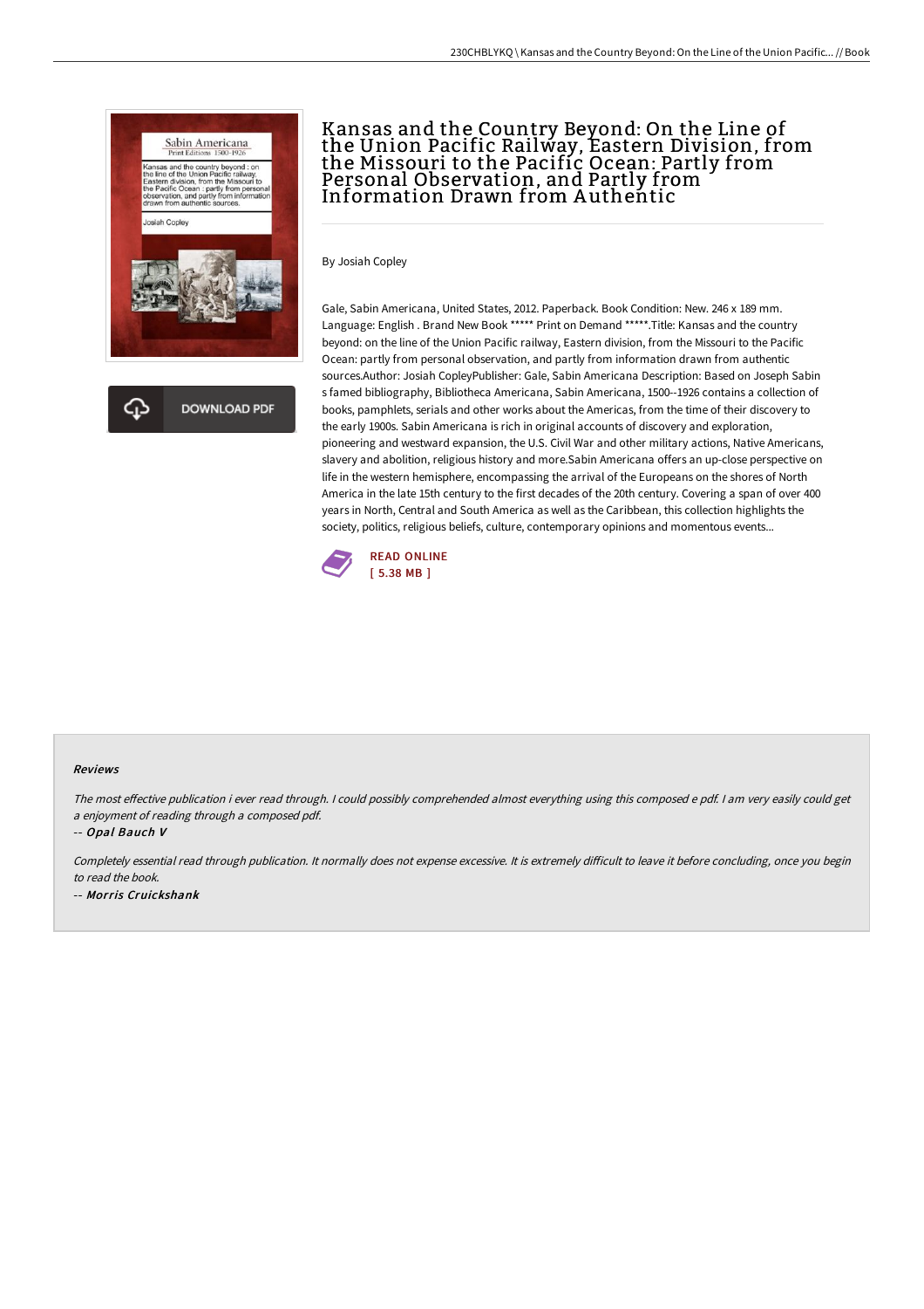# Kansas and the Country Beyond: On the Line of the Union Pacific Railway, Eastern Division, from the Missouri to the Pacific Ocean: Partly from Personal Observation, and Partly from Information Drawn from Authentic

By Josiah Copley

Gale, Sabin Americana, United States, 2012. Paperback. Book Condition: New. 246 x 189 mm. Language: English . Brand New Book ***** Print on Demand *****.Title: Kansas and the country beyond: on the line of the Union Pacific railway, Eastern division, from the Missouri to the Pacific Ocean: partly from personal observation, and partly from information drawn from authentic sources.Author: Josiah CopleyPublisher: Gale, Sabin Americana Description: Based on Joseph Sabin s famed bibliography, Bibliotheca Americana, Sabin Americana, 1500--1926 contains a collection of books, pamphlets, serials and other works about the Americas, from the time of their discovery to the early 1900s. Sabin Americana is rich in original accounts of discovery and exploration, pioneering and westward expansion, the U.S. Civil War and other military actions, Native Americans, slavery and abolition, religious history and more.Sabin Americana offers an up-close perspective on life in the western hemisphere, encompassing the arrival of the Europeans on the shores of North America in the late 15th century to the first decades of the 20th century. Covering a span of over 400 years in North, Central and South America as well as the Caribbean, this collection highlights the society, politics, religious beliefs, culture, contemporary opinions and momentous events...

DOWNLOAD PDF

READ ONLINE
[ 5.38 MB ]

#### Reviews

*The most effective publication i ever read through. I could possibly comprehended almost everything using this composed e pdf. I am very easily could get a enjoyment of reading through a composed pdf.*

-- ***Opal Bauch V***

*Completely essential read through publication. It normally does not expense excessive. It is extremely difficult to leave it before concluding, once you begin to read the book.*

-- ***Morris Cruickshank***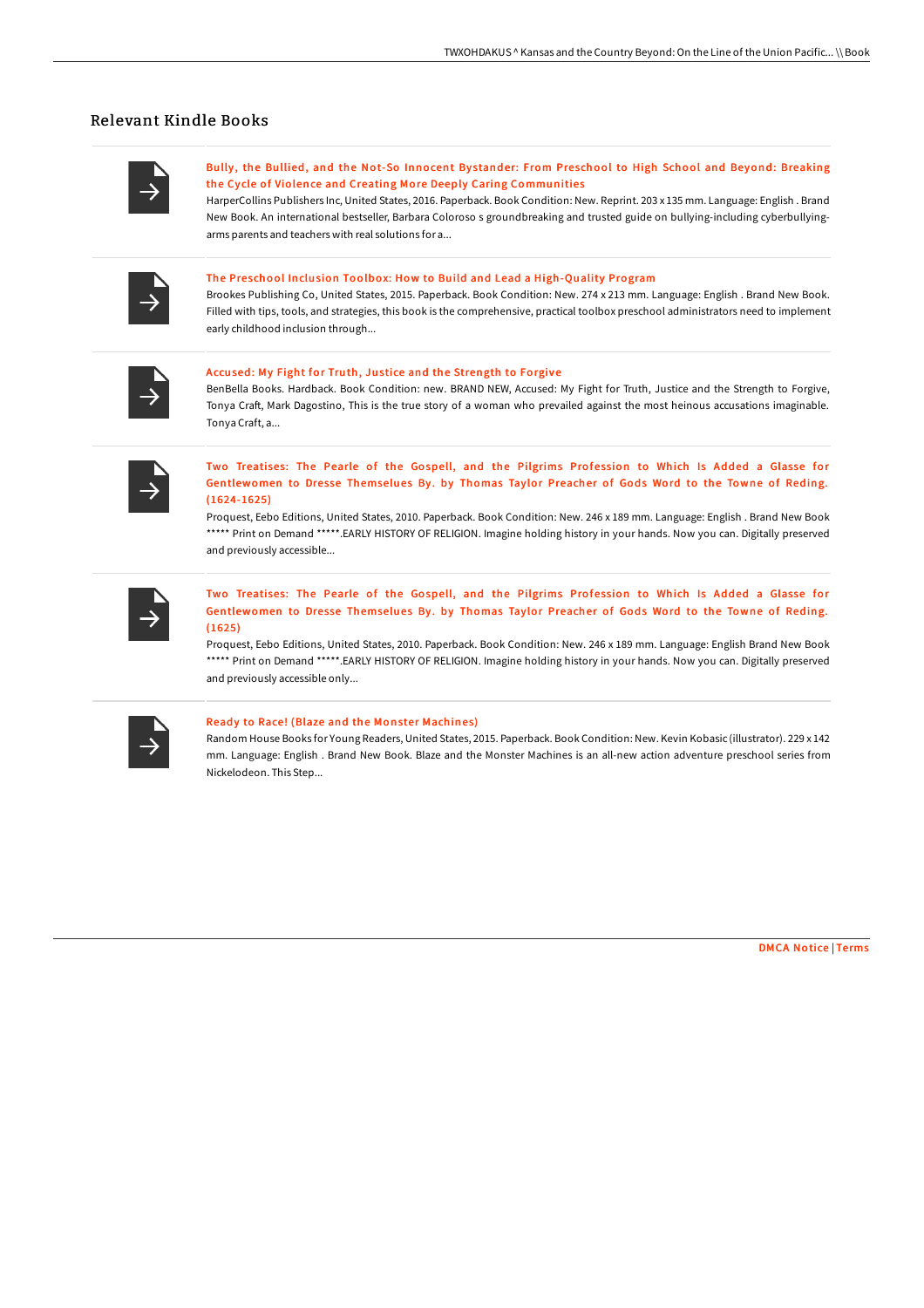## Relevant Kindle Books

**Bully, the Bullied, and the Not-So Innocent Bystander: From Preschool to High School and Beyond: Breaking the Cycle of Violence and Creating More Deeply Caring Communities**

HarperCollins Publishers Inc, United States, 2016. Paperback. Book Condition: New. Reprint. 203 x 135 mm. Language: English . Brand New Book. An international bestseller, Barbara Coloroso s groundbreaking and trusted guide on bullying-including cyberbullying-arms parents and teachers with real solutions for a...

**The Preschool Inclusion Toolbox: How to Build and Lead a High-Quality Program**

Brookes Publishing Co, United States, 2015. Paperback. Book Condition: New. 274 x 213 mm. Language: English . Brand New Book. Filled with tips, tools, and strategies, this book is the comprehensive, practical toolbox preschool administrators need to implement early childhood inclusion through...

**Accused: My Fight for Truth, Justice and the Strength to Forgive**

BenBella Books. Hardback. Book Condition: new. BRAND NEW, Accused: My Fight for Truth, Justice and the Strength to Forgive, Tonya Craft, Mark Dagostino, This is the true story of a woman who prevailed against the most heinous accusations imaginable. Tonya Craft, a...

**Two Treatises: The Pearle of the Gospell, and the Pilgrims Profession to Which Is Added a Glasse for Gentlewomen to Dresse Themselues By. by Thomas Taylor Preacher of Gods Word to the Towne of Reding. (1624-1625)**

Proquest, Eebo Editions, United States, 2010. Paperback. Book Condition: New. 246 x 189 mm. Language: English . Brand New Book ***** Print on Demand *****.EARLY HISTORY OF RELIGION. Imagine holding history in your hands. Now you can. Digitally preserved and previously accessible...

**Two Treatises: The Pearle of the Gospell, and the Pilgrims Profession to Which Is Added a Glasse for Gentlewomen to Dresse Themselues By. by Thomas Taylor Preacher of Gods Word to the Towne of Reding. (1625)**

Proquest, Eebo Editions, United States, 2010. Paperback. Book Condition: New. 246 x 189 mm. Language: English Brand New Book ***** Print on Demand *****.EARLY HISTORY OF RELIGION. Imagine holding history in your hands. Now you can. Digitally preserved and previously accessible only...

**Ready to Race! (Blaze and the Monster Machines)**

Random House Books for Young Readers, United States, 2015. Paperback. Book Condition: New. Kevin Kobasic (illustrator). 229 x 142 mm. Language: English . Brand New Book. Blaze and the Monster Machines is an all-new action adventure preschool series from Nickelodeon. This Step...

DMCA Notice | Terms